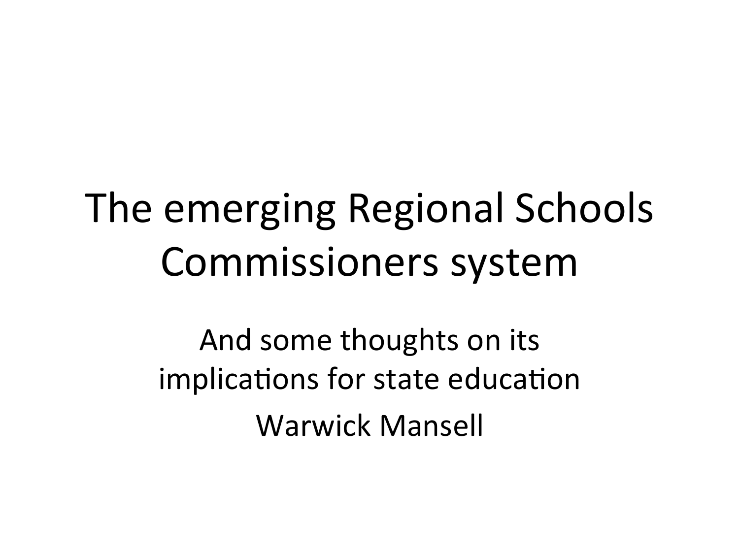# The emerging Regional Schools Commissioners system

And some thoughts on its implications for state education

Warwick Mansell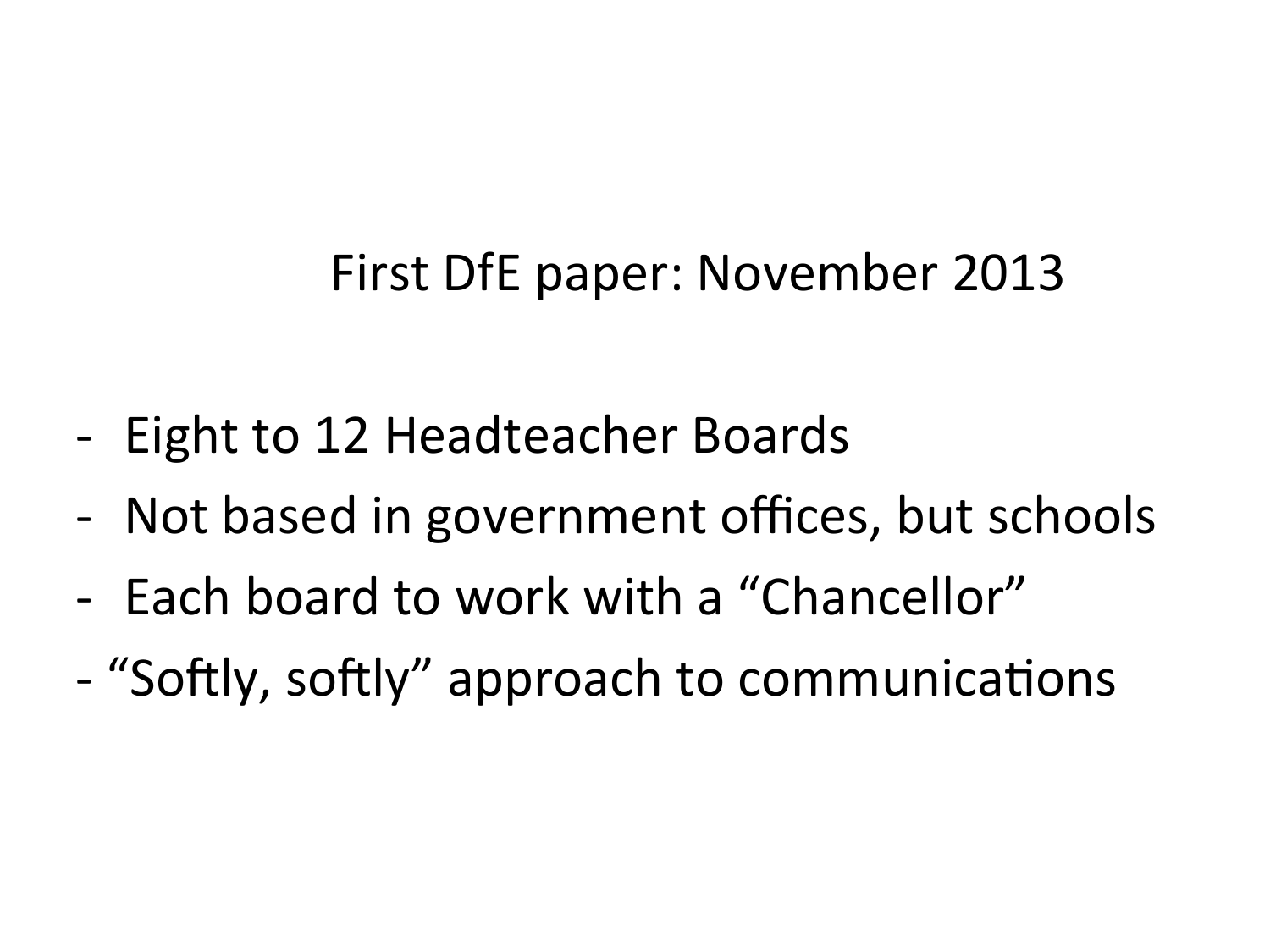## First DfE paper: November 2013

- Eight to 12 Headteacher Boards
- Not based in government offices, but schools
- Each board to work with a "Chancellor"
- "Softly, softly" approach to communications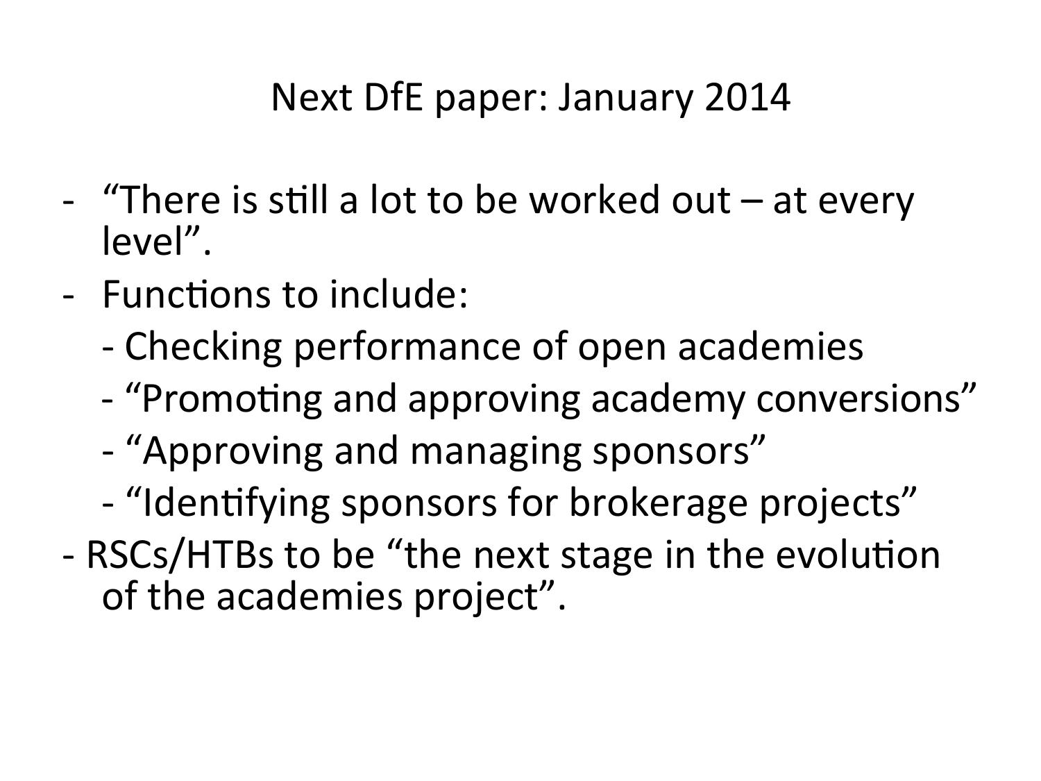# Next DfE paper: January 2014

- "There is still a lot to be worked out – at every level".
- Functions to include:
  - Checking performance of open academies
  - "Promoting and approving academy conversions"
  - "Approving and managing sponsors"
  - "Identifying sponsors for brokerage projects"
- RSCs/HTBs to be "the next stage in the evolution of the academies project".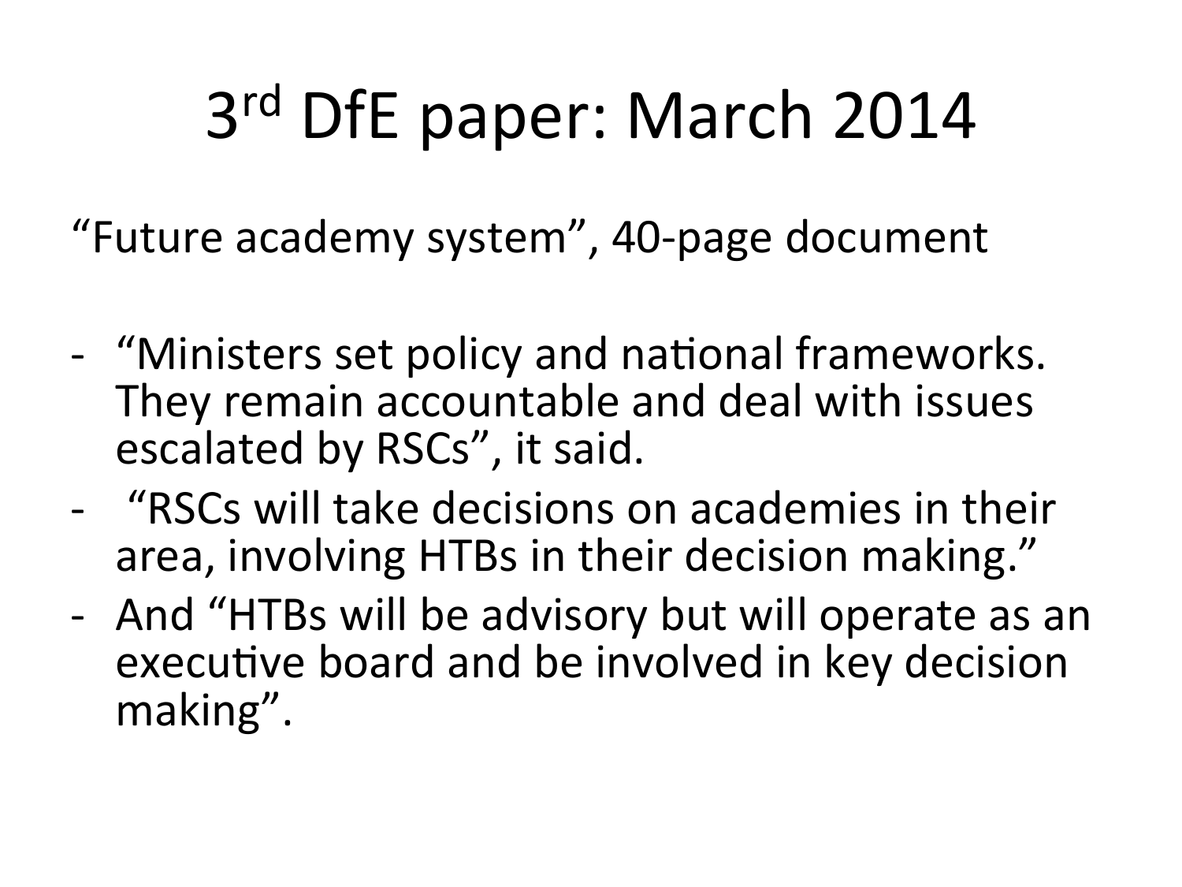# 3rd DfE paper: March 2014

"Future academy system", 40-page document

- "Ministers set policy and national frameworks. They remain accountable and deal with issues escalated by RSCs", it said.
- "RSCs will take decisions on academies in their area, involving HTBs in their decision making."
- And "HTBs will be advisory but will operate as an executive board and be involved in key decision making".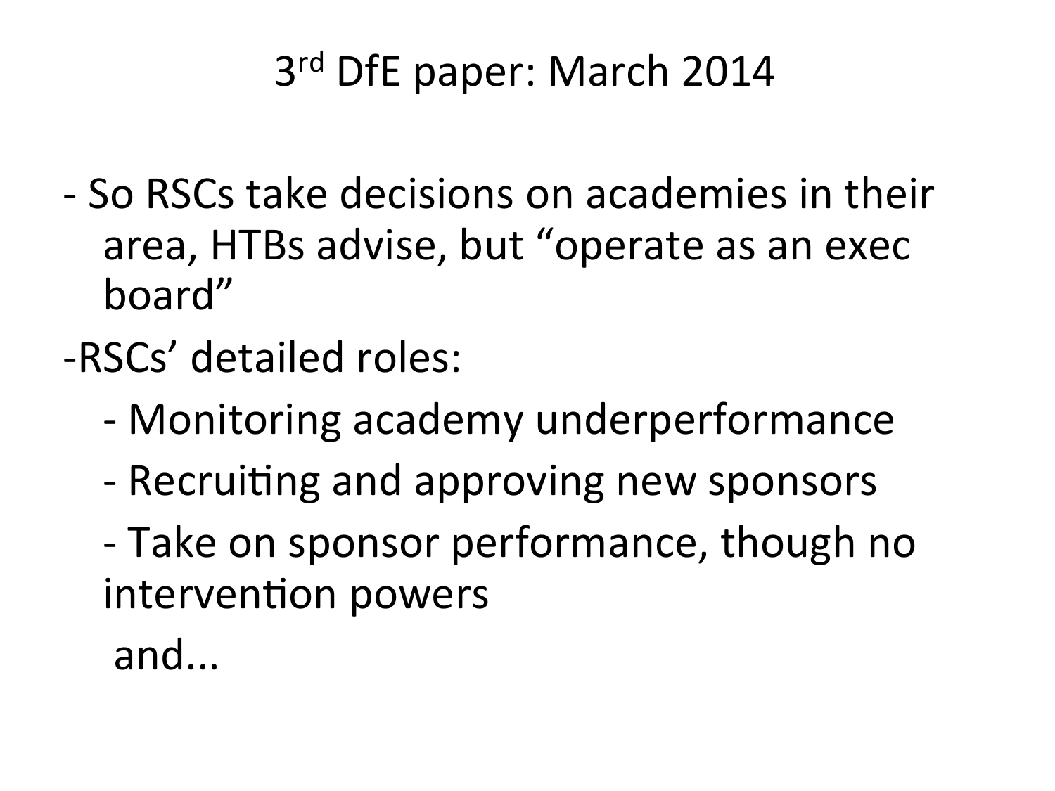# 3rd DfE paper: March 2014

- So RSCs take decisions on academies in their area, HTBs advise, but "operate as an exec board"
- RSCs' detailed roles:
  - Monitoring academy underperformance
  - Recruiting and approving new sponsors
  - Take on sponsor performance, though no intervention powers

  and...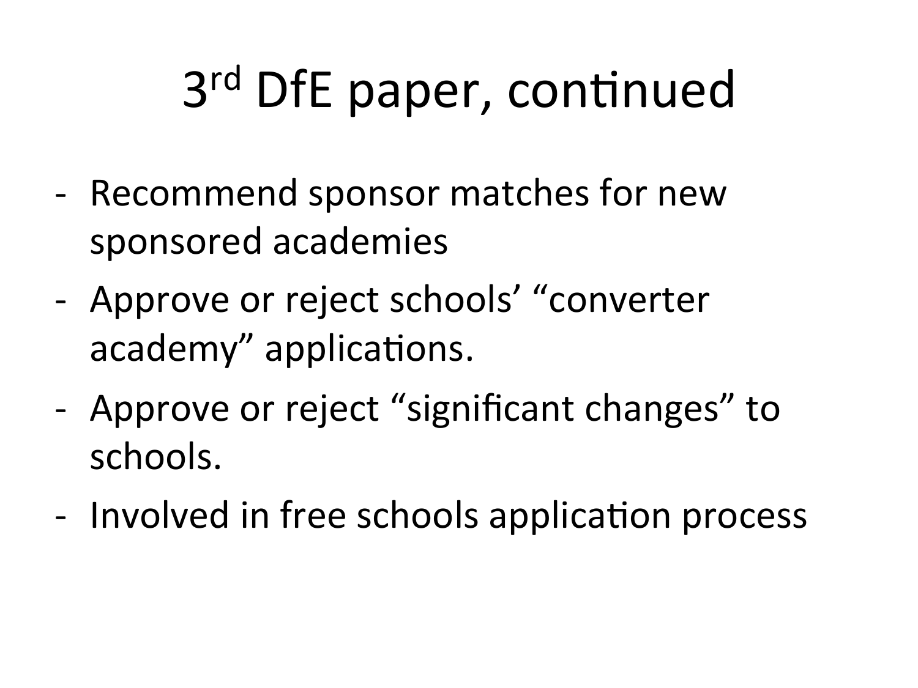# 3rd DfE paper, continued

- Recommend sponsor matches for new sponsored academies
- Approve or reject schools' "converter academy" applications.
- Approve or reject "significant changes" to schools.
- Involved in free schools application process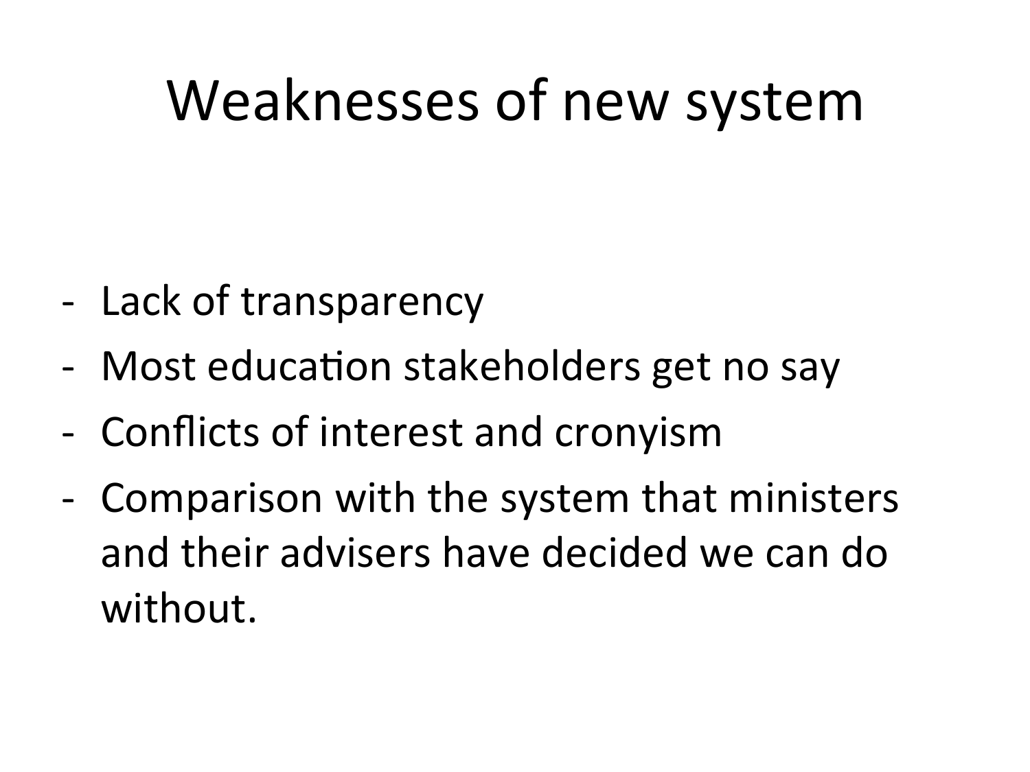# Weaknesses of new system

- Lack of transparency
- Most education stakeholders get no say
- Conflicts of interest and cronyism
- Comparison with the system that ministers and their advisers have decided we can do without.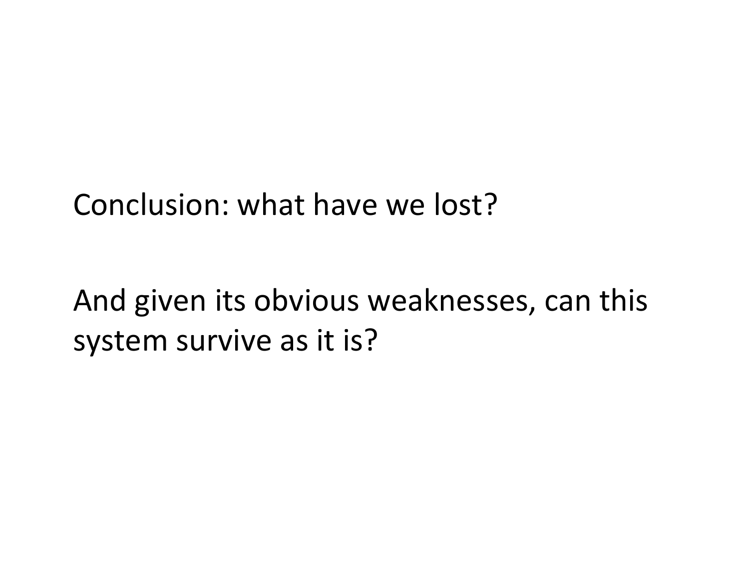Conclusion: what have we lost?

And given its obvious weaknesses, can this system survive as it is?